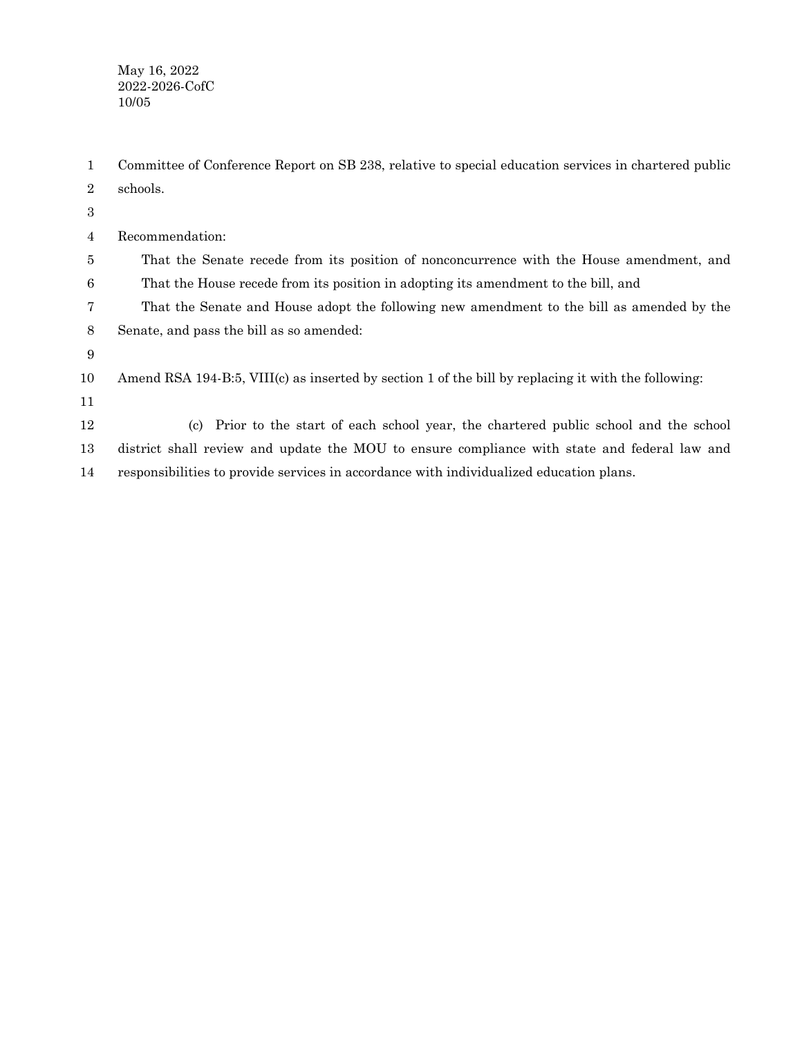May 16, 2022
2022-2026-CofC
10/05

Committee of Conference Report on SB 238, relative to special education services in chartered public schools.

Recommendation:

That the Senate recede from its position of nonconcurrence with the House amendment, and

That the House recede from its position in adopting its amendment to the bill, and

That the Senate and House adopt the following new amendment to the bill as amended by the Senate, and pass the bill as so amended:

Amend RSA 194-B:5, VIII(c) as inserted by section 1 of the bill by replacing it with the following:

(c) Prior to the start of each school year, the chartered public school and the school district shall review and update the MOU to ensure compliance with state and federal law and responsibilities to provide services in accordance with individualized education plans.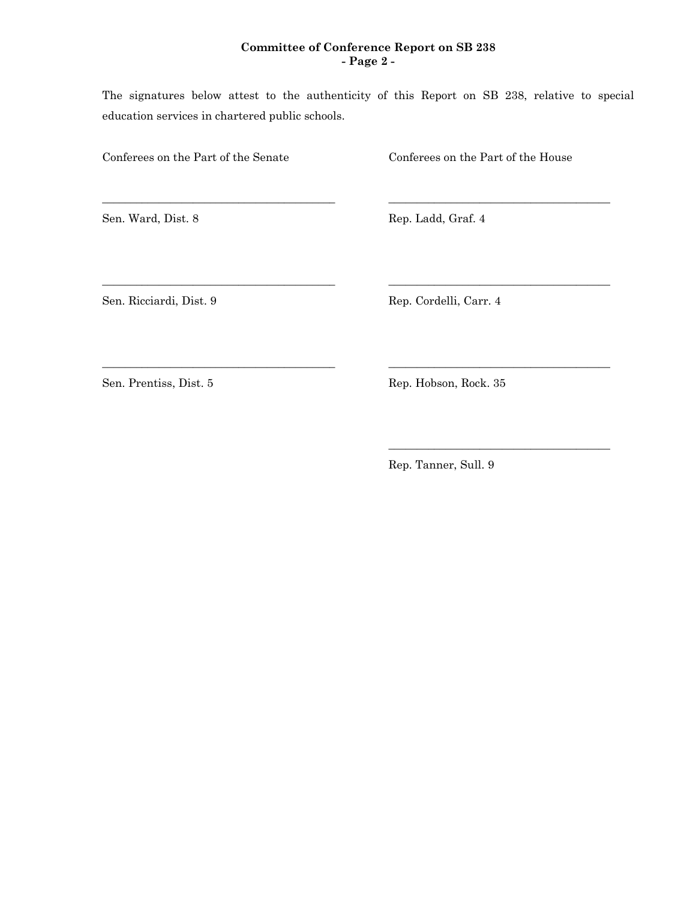**Committee of Conference Report on SB 238**
**- Page 2 -**

The signatures below attest to the authenticity of this Report on SB 238, relative to special education services in chartered public schools.

| Conferees on the Part of the Senate | Conferees on the Part of the House |
| --- | --- |
| ______________________ | ______________________ |
| Sen. Ward, Dist. 8 | Rep. Ladd, Graf. 4 |
| ______________________ | ______________________ |
| Sen. Ricciardi, Dist. 9 | Rep. Cordelli, Carr. 4 |
| ______________________ | ______________________ |
| Sen. Prentiss, Dist. 5 | Rep. Hobson, Rock. 35 |
| | ______________________ |
| | Rep. Tanner, Sull. 9 |